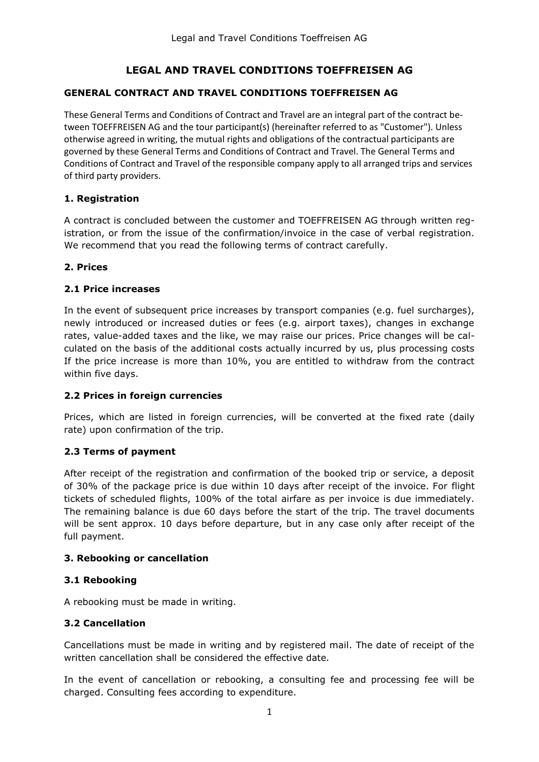# LEGAL AND TRAVEL CONDITIONS TOEFFREISEN AG

## GENERAL CONTRACT AND TRAVEL CONDITIONS TOEFFREISEN AG

These General Terms and Conditions of Contract and Travel are an integral part of the contract between TOEFFREISEN AG and the tour participant(s) (hereinafter referred to as "Customer"). Unless otherwise agreed in writing, the mutual rights and obligations of the contractual participants are governed by these General Terms and Conditions of Contract and Travel. The General Terms and Conditions of Contract and Travel of the responsible company apply to all arranged trips and services of third party providers.

### 1. Registration

A contract is concluded between the customer and TOEFFREISEN AG through written registration, or from the issue of the confirmation/invoice in the case of verbal registration. We recommend that you read the following terms of contract carefully.

### 2. Prices

### 2.1 Price increases

In the event of subsequent price increases by transport companies (e.g. fuel surcharges), newly introduced or increased duties or fees (e.g. airport taxes), changes in exchange rates, value-added taxes and the like, we may raise our prices. Price changes will be calculated on the basis of the additional costs actually incurred by us, plus processing costs If the price increase is more than 10%, you are entitled to withdraw from the contract within five days.

### 2.2 Prices in foreign currencies

Prices, which are listed in foreign currencies, will be converted at the fixed rate (daily rate) upon confirmation of the trip.

### 2.3 Terms of payment

After receipt of the registration and confirmation of the booked trip or service, a deposit of 30% of the package price is due within 10 days after receipt of the invoice. For flight tickets of scheduled flights, 100% of the total airfare as per invoice is due immediately. The remaining balance is due 60 days before the start of the trip. The travel documents will be sent approx. 10 days before departure, but in any case only after receipt of the full payment.

### 3. Rebooking or cancellation

### 3.1 Rebooking

A rebooking must be made in writing.

### 3.2 Cancellation

Cancellations must be made in writing and by registered mail. The date of receipt of the written cancellation shall be considered the effective date.

In the event of cancellation or rebooking, a consulting fee and processing fee will be charged. Consulting fees according to expenditure.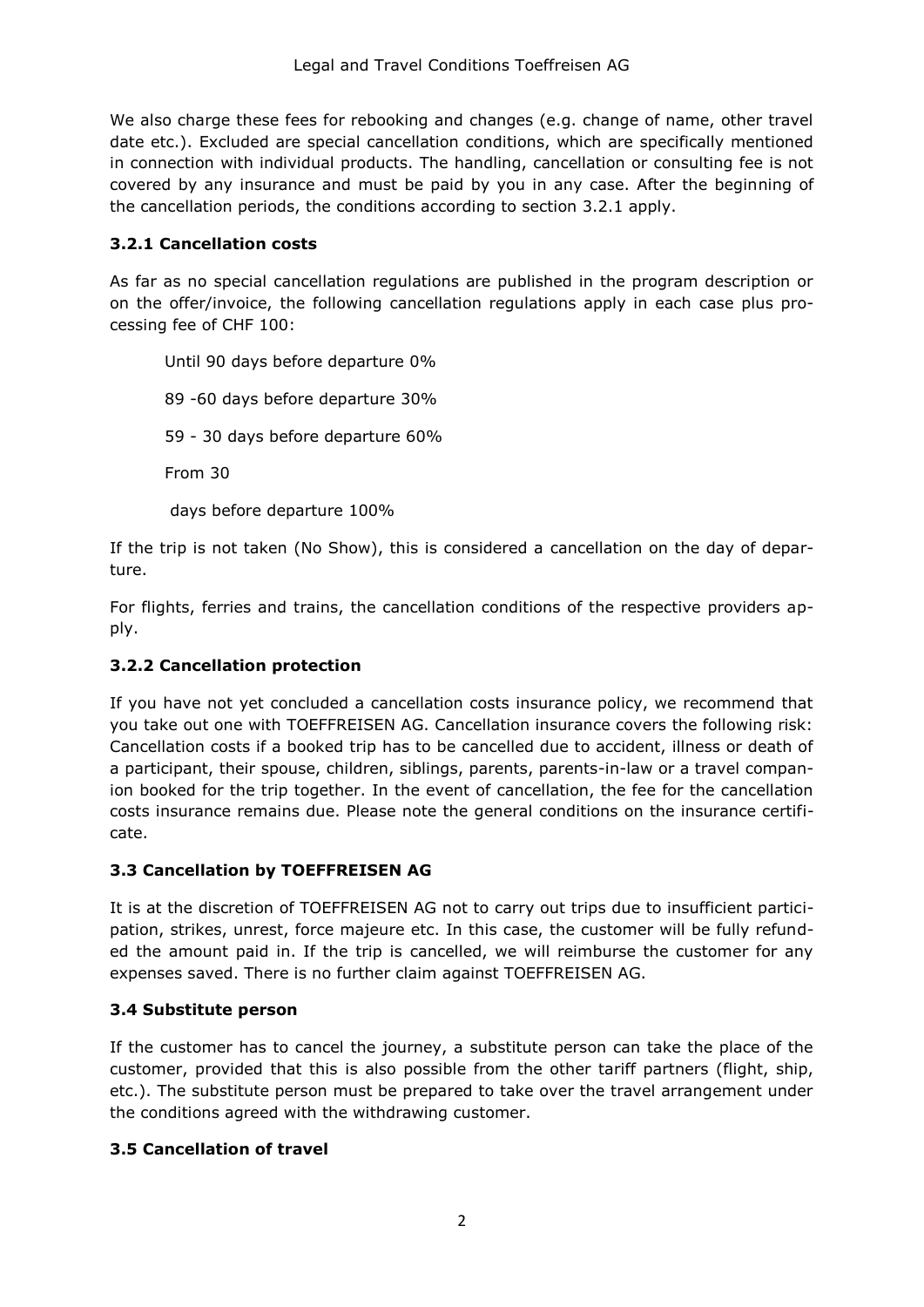We also charge these fees for rebooking and changes (e.g. change of name, other travel date etc.). Excluded are special cancellation conditions, which are specifically mentioned in connection with individual products. The handling, cancellation or consulting fee is not covered by any insurance and must be paid by you in any case. After the beginning of the cancellation periods, the conditions according to section 3.2.1 apply.

### 3.2.1 Cancellation costs

As far as no special cancellation regulations are published in the program description or on the offer/invoice, the following cancellation regulations apply in each case plus processing fee of CHF 100:

Until 90 days before departure 0%

89 -60 days before departure 30%

59 - 30 days before departure 60%

From 30

days before departure 100%

If the trip is not taken (No Show), this is considered a cancellation on the day of departure.

For flights, ferries and trains, the cancellation conditions of the respective providers apply.

### 3.2.2 Cancellation protection

If you have not yet concluded a cancellation costs insurance policy, we recommend that you take out one with TOEFFREISEN AG. Cancellation insurance covers the following risk: Cancellation costs if a booked trip has to be cancelled due to accident, illness or death of a participant, their spouse, children, siblings, parents, parents-in-law or a travel companion booked for the trip together. In the event of cancellation, the fee for the cancellation costs insurance remains due. Please note the general conditions on the insurance certificate.

### 3.3 Cancellation by TOEFFREISEN AG

It is at the discretion of TOEFFREISEN AG not to carry out trips due to insufficient participation, strikes, unrest, force majeure etc. In this case, the customer will be fully refunded the amount paid in. If the trip is cancelled, we will reimburse the customer for any expenses saved. There is no further claim against TOEFFREISEN AG.

### 3.4 Substitute person

If the customer has to cancel the journey, a substitute person can take the place of the customer, provided that this is also possible from the other tariff partners (flight, ship, etc.). The substitute person must be prepared to take over the travel arrangement under the conditions agreed with the withdrawing customer.

### 3.5 Cancellation of travel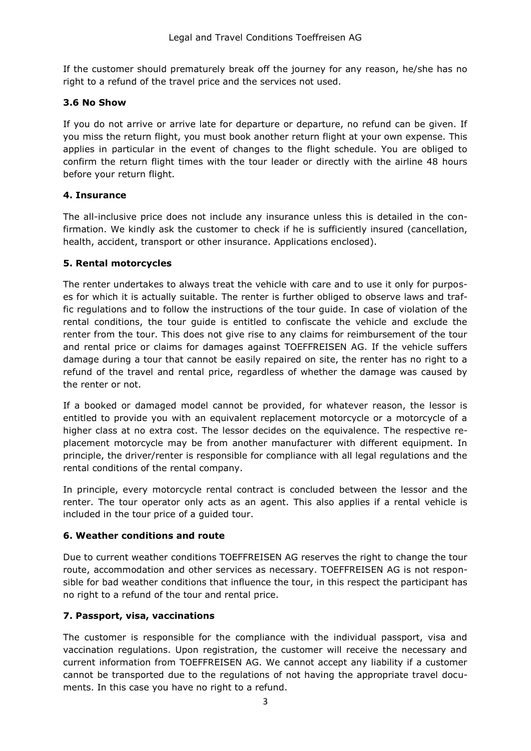If the customer should prematurely break off the journey for any reason, he/she has no right to a refund of the travel price and the services not used.

### 3.6 No Show

If you do not arrive or arrive late for departure or departure, no refund can be given. If you miss the return flight, you must book another return flight at your own expense. This applies in particular in the event of changes to the flight schedule. You are obliged to confirm the return flight times with the tour leader or directly with the airline 48 hours before your return flight.

## 4. Insurance

The all-inclusive price does not include any insurance unless this is detailed in the confirmation. We kindly ask the customer to check if he is sufficiently insured (cancellation, health, accident, transport or other insurance. Applications enclosed).

## 5. Rental motorcycles

The renter undertakes to always treat the vehicle with care and to use it only for purposes for which it is actually suitable. The renter is further obliged to observe laws and traffic regulations and to follow the instructions of the tour guide. In case of violation of the rental conditions, the tour guide is entitled to confiscate the vehicle and exclude the renter from the tour. This does not give rise to any claims for reimbursement of the tour and rental price or claims for damages against TOEFFREISEN AG. If the vehicle suffers damage during a tour that cannot be easily repaired on site, the renter has no right to a refund of the travel and rental price, regardless of whether the damage was caused by the renter or not.

If a booked or damaged model cannot be provided, for whatever reason, the lessor is entitled to provide you with an equivalent replacement motorcycle or a motorcycle of a higher class at no extra cost. The lessor decides on the equivalence. The respective replacement motorcycle may be from another manufacturer with different equipment. In principle, the driver/renter is responsible for compliance with all legal regulations and the rental conditions of the rental company.

In principle, every motorcycle rental contract is concluded between the lessor and the renter. The tour operator only acts as an agent. This also applies if a rental vehicle is included in the tour price of a guided tour.

## 6. Weather conditions and route

Due to current weather conditions TOEFFREISEN AG reserves the right to change the tour route, accommodation and other services as necessary. TOEFFREISEN AG is not responsible for bad weather conditions that influence the tour, in this respect the participant has no right to a refund of the tour and rental price.

## 7. Passport, visa, vaccinations

The customer is responsible for the compliance with the individual passport, visa and vaccination regulations. Upon registration, the customer will receive the necessary and current information from TOEFFREISEN AG. We cannot accept any liability if a customer cannot be transported due to the regulations of not having the appropriate travel documents. In this case you have no right to a refund.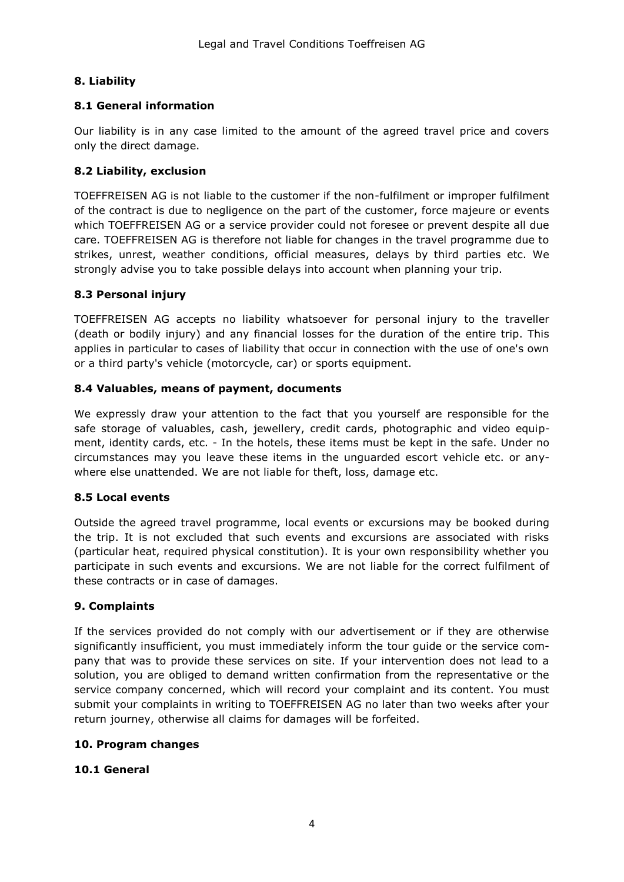## 8. Liability

### 8.1 General information

Our liability is in any case limited to the amount of the agreed travel price and covers only the direct damage.

### 8.2 Liability, exclusion

TOEFFREISEN AG is not liable to the customer if the non-fulfilment or improper fulfilment of the contract is due to negligence on the part of the customer, force majeure or events which TOEFFREISEN AG or a service provider could not foresee or prevent despite all due care. TOEFFREISEN AG is therefore not liable for changes in the travel programme due to strikes, unrest, weather conditions, official measures, delays by third parties etc. We strongly advise you to take possible delays into account when planning your trip.

### 8.3 Personal injury

TOEFFREISEN AG accepts no liability whatsoever for personal injury to the traveller (death or bodily injury) and any financial losses for the duration of the entire trip. This applies in particular to cases of liability that occur in connection with the use of one's own or a third party's vehicle (motorcycle, car) or sports equipment.

### 8.4 Valuables, means of payment, documents

We expressly draw your attention to the fact that you yourself are responsible for the safe storage of valuables, cash, jewellery, credit cards, photographic and video equipment, identity cards, etc. - In the hotels, these items must be kept in the safe. Under no circumstances may you leave these items in the unguarded escort vehicle etc. or anywhere else unattended. We are not liable for theft, loss, damage etc.

### 8.5 Local events

Outside the agreed travel programme, local events or excursions may be booked during the trip. It is not excluded that such events and excursions are associated with risks (particular heat, required physical constitution). It is your own responsibility whether you participate in such events and excursions. We are not liable for the correct fulfilment of these contracts or in case of damages.

## 9. Complaints

If the services provided do not comply with our advertisement or if they are otherwise significantly insufficient, you must immediately inform the tour guide or the service company that was to provide these services on site. If your intervention does not lead to a solution, you are obliged to demand written confirmation from the representative or the service company concerned, which will record your complaint and its content. You must submit your complaints in writing to TOEFFREISEN AG no later than two weeks after your return journey, otherwise all claims for damages will be forfeited.

## 10. Program changes

### 10.1 General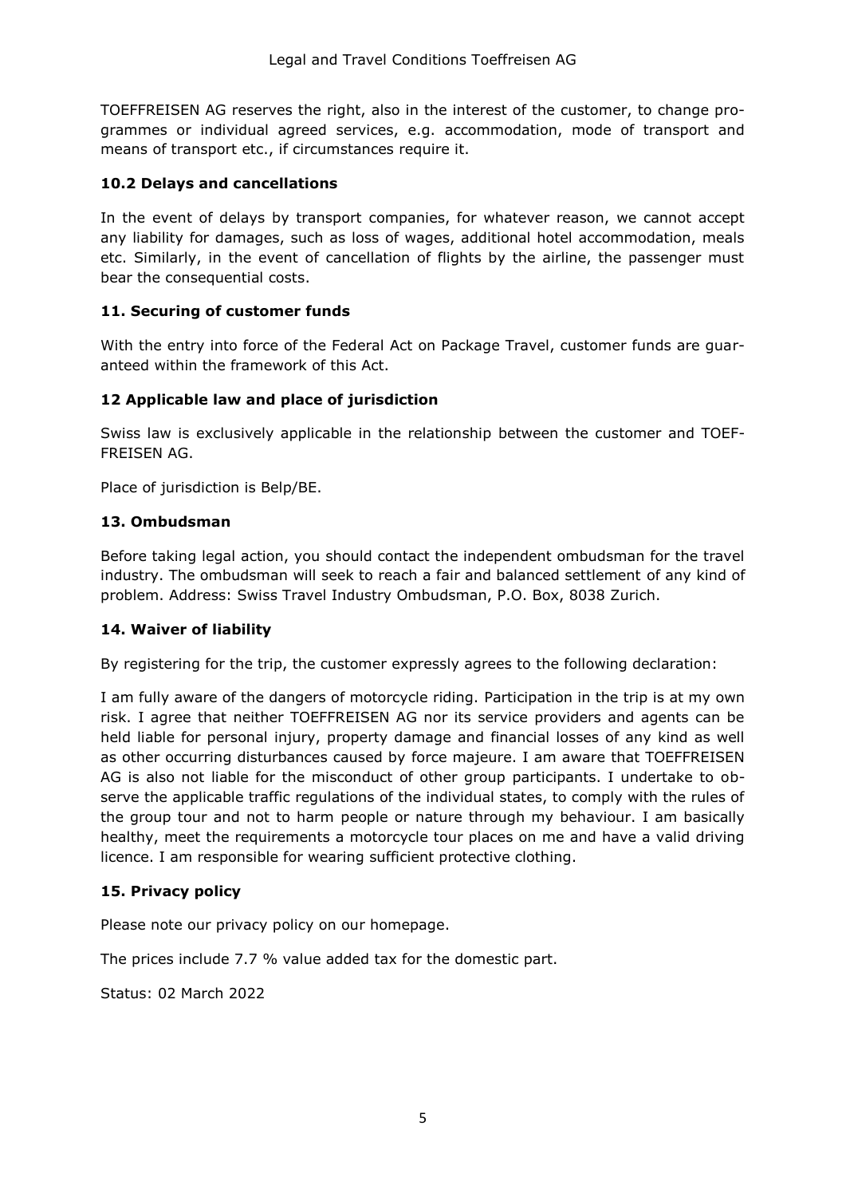TOEFFREISEN AG reserves the right, also in the interest of the customer, to change programmes or individual agreed services, e.g. accommodation, mode of transport and means of transport etc., if circumstances require it.

### 10.2 Delays and cancellations

In the event of delays by transport companies, for whatever reason, we cannot accept any liability for damages, such as loss of wages, additional hotel accommodation, meals etc. Similarly, in the event of cancellation of flights by the airline, the passenger must bear the consequential costs.

### 11. Securing of customer funds

With the entry into force of the Federal Act on Package Travel, customer funds are guaranteed within the framework of this Act.

### 12 Applicable law and place of jurisdiction

Swiss law is exclusively applicable in the relationship between the customer and TOEFFREISEN AG.

Place of jurisdiction is Belp/BE.

### 13. Ombudsman

Before taking legal action, you should contact the independent ombudsman for the travel industry. The ombudsman will seek to reach a fair and balanced settlement of any kind of problem. Address: Swiss Travel Industry Ombudsman, P.O. Box, 8038 Zurich.

### 14. Waiver of liability

By registering for the trip, the customer expressly agrees to the following declaration:

I am fully aware of the dangers of motorcycle riding. Participation in the trip is at my own risk. I agree that neither TOEFFREISEN AG nor its service providers and agents can be held liable for personal injury, property damage and financial losses of any kind as well as other occurring disturbances caused by force majeure. I am aware that TOEFFREISEN AG is also not liable for the misconduct of other group participants. I undertake to observe the applicable traffic regulations of the individual states, to comply with the rules of the group tour and not to harm people or nature through my behaviour. I am basically healthy, meet the requirements a motorcycle tour places on me and have a valid driving licence. I am responsible for wearing sufficient protective clothing.

### 15. Privacy policy

Please note our privacy policy on our homepage.

The prices include 7.7 % value added tax for the domestic part.

Status: 02 March 2022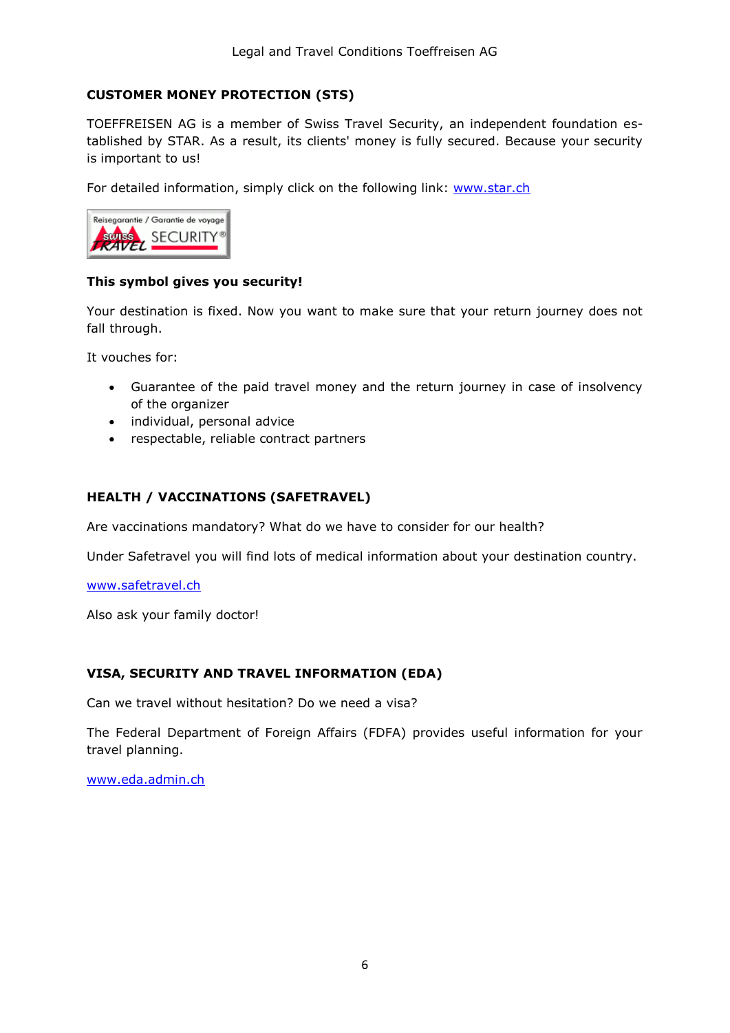## CUSTOMER MONEY PROTECTION (STS)

TOEFFREISEN AG is a member of Swiss Travel Security, an independent foundation established by STAR. As a result, its clients' money is fully secured. Because your security is important to us!

For detailed information, simply click on the following link: www.star.ch

**This symbol gives you security!**

Your destination is fixed. Now you want to make sure that your return journey does not fall through.

It vouches for:

- Guarantee of the paid travel money and the return journey in case of insolvency of the organizer
- individual, personal advice
- respectable, reliable contract partners

## HEALTH / VACCINATIONS (SAFETRAVEL)

Are vaccinations mandatory? What do we have to consider for our health?

Under Safetravel you will find lots of medical information about your destination country.

www.safetravel.ch

Also ask your family doctor!

## VISA, SECURITY AND TRAVEL INFORMATION (EDA)

Can we travel without hesitation? Do we need a visa?

The Federal Department of Foreign Affairs (FDFA) provides useful information for your travel planning.

www.eda.admin.ch